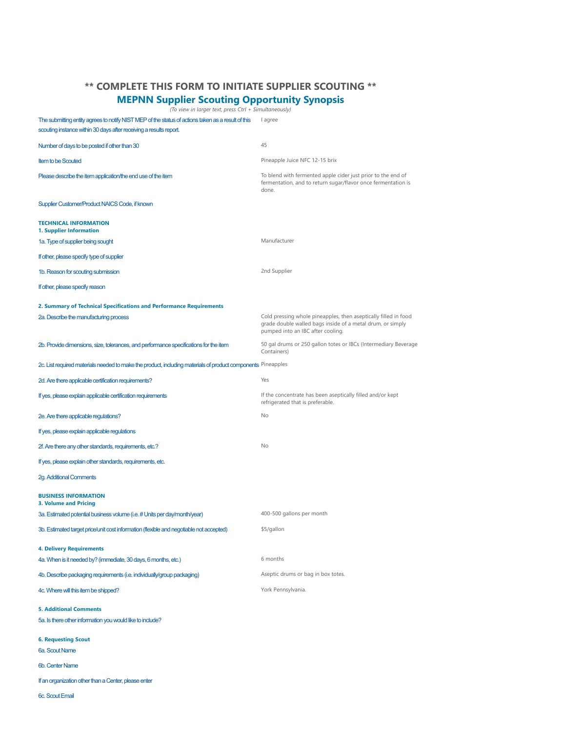# ** COMPLETE THIS FORM TO INITIATE SUPPLIER SCOUTING **

## MEPNN Supplier Scouting Opportunity Synopsis

*(To view in larger text, press Ctrl + Simultaneously)*

| | |
|---|---|
| The submitting entity agrees to notify NIST MEP of the status of actions taken as a result of this scouting instance within 30 days after receiving a results report. | I agree |
| Number of days to be posted if other than 30 | 45 |
| Item to be Scouted | Pineapple Juice NFC 12-15 brix |
| Please describe the item application/the end use of the item | To blend with fermented apple cider just prior to the end of fermentation, and to return sugar/flavor once fermentation is done. |
| Supplier Customer/Product NAICS Code, if known | |

### TECHNICAL INFORMATION

#### 1. Supplier Information

| | |
|---|---|
| 1a. Type of supplier being sought | Manufacturer |
| If other, please specify type of supplier | |
| 1b. Reason for scouting submission | 2nd Supplier |
| If other, please specify reason | |

#### 2. Summary of Technical Specifications and Performance Requirements

| | |
|---|---|
| 2a. Describe the manufacturing process | Cold pressing whole pineapples, then aseptically filled in food grade double walled bags inside of a metal drum, or simply pumped into an IBC after cooling. |
| 2b. Provide dimensions, size, tolerances, and performance specifications for the item | 50 gal drums or 250 gallon totes or IBCs (Intermediary Beverage Containers) |
| 2c. List required materials needed to make the product, including materials of product components | Pineapples |
| 2d. Are there applicable certification requirements? | Yes |
| If yes, please explain applicable certification requirements | If the concentrate has been aseptically filled and/or kept refrigerated that is preferable. |
| 2e. Are there applicable regulations? | No |
| If yes, please explain applicable regulations | |
| 2f. Are there any other standards, requirements, etc.? | No |
| If yes, please explain other standards, requirements, etc. | |
| 2g. Additional Comments | |

### BUSINESS INFORMATION

#### 3. Volume and Pricing

| | |
|---|---|
| 3a. Estimated potential business volume (i.e. # Units per day/month/year) | 400-500 gallons per month |
| 3b. Estimated target price/unit cost information (flexible and negotiable not accepted) | $5/gallon |

#### 4. Delivery Requirements

| | |
|---|---|
| 4a. When is it needed by? (immediate, 30 days, 6 months, etc.) | 6 months |
| 4b. Describe packaging requirements (i.e. individually/group packaging) | Aseptic drums or bag in box totes. |
| 4c. Where will this item be shipped? | York Pennsylvania. |

#### 5. Additional Comments

5a. Is there other information you would like to include?

#### 6. Requesting Scout

6a. Scout Name

6b. Center Name

If an organization other than a Center, please enter

6c. Scout Email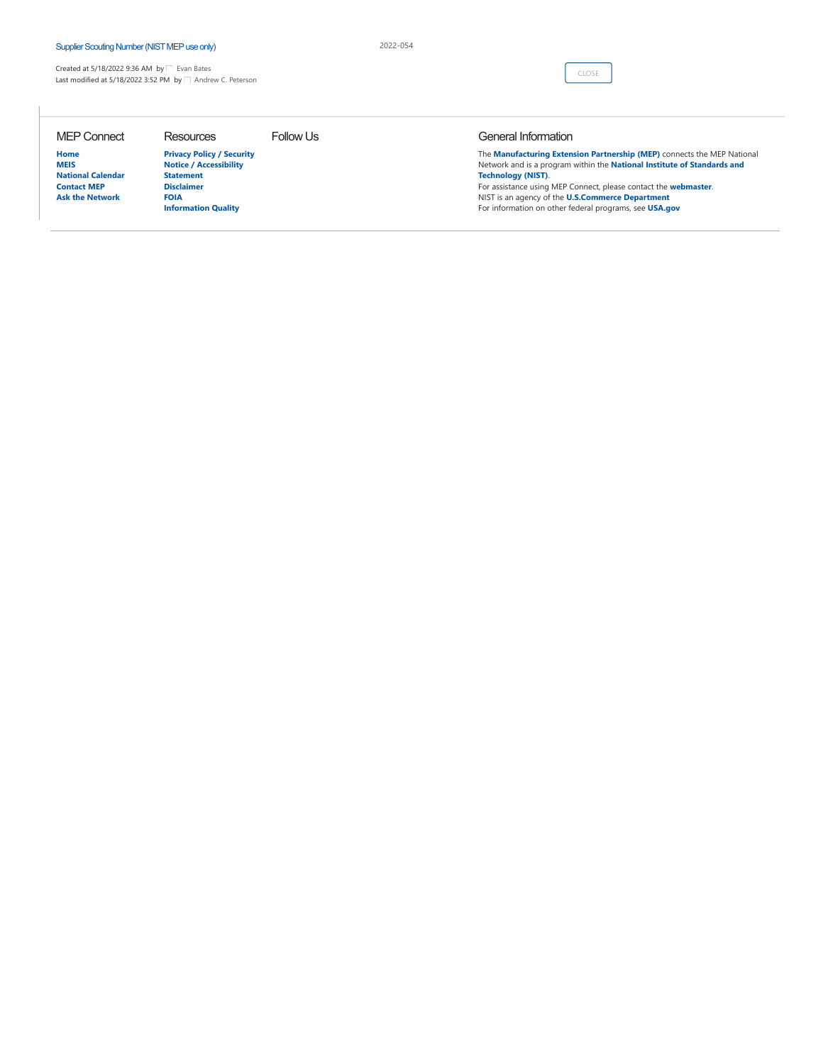| | |
|---|---|
| Supplier Scouting Number (NIST MEP use only) | 2022-054 |

Created at 5/18/2022 9:36 AM by Evan Bates
Last modified at 5/18/2022 3:52 PM by Andrew C. Peterson

CLOSE

### MEP Connect

**Home**
**MEIS**
**National Calendar**
**Contact MEP**
**Ask the Network**

### Resources

**Privacy Policy / Security Notice / Accessibility Statement**
**Disclaimer**
**FOIA**
**Information Quality**

### Follow Us

### General Information

The **Manufacturing Extension Partnership (MEP)** connects the MEP National Network and is a program within the **National Institute of Standards and Technology (NIST)**.
For assistance using MEP Connect, please contact the **webmaster**.
NIST is an agency of the **U.S.Commerce Department**
For information on other federal programs, see **USA.gov**